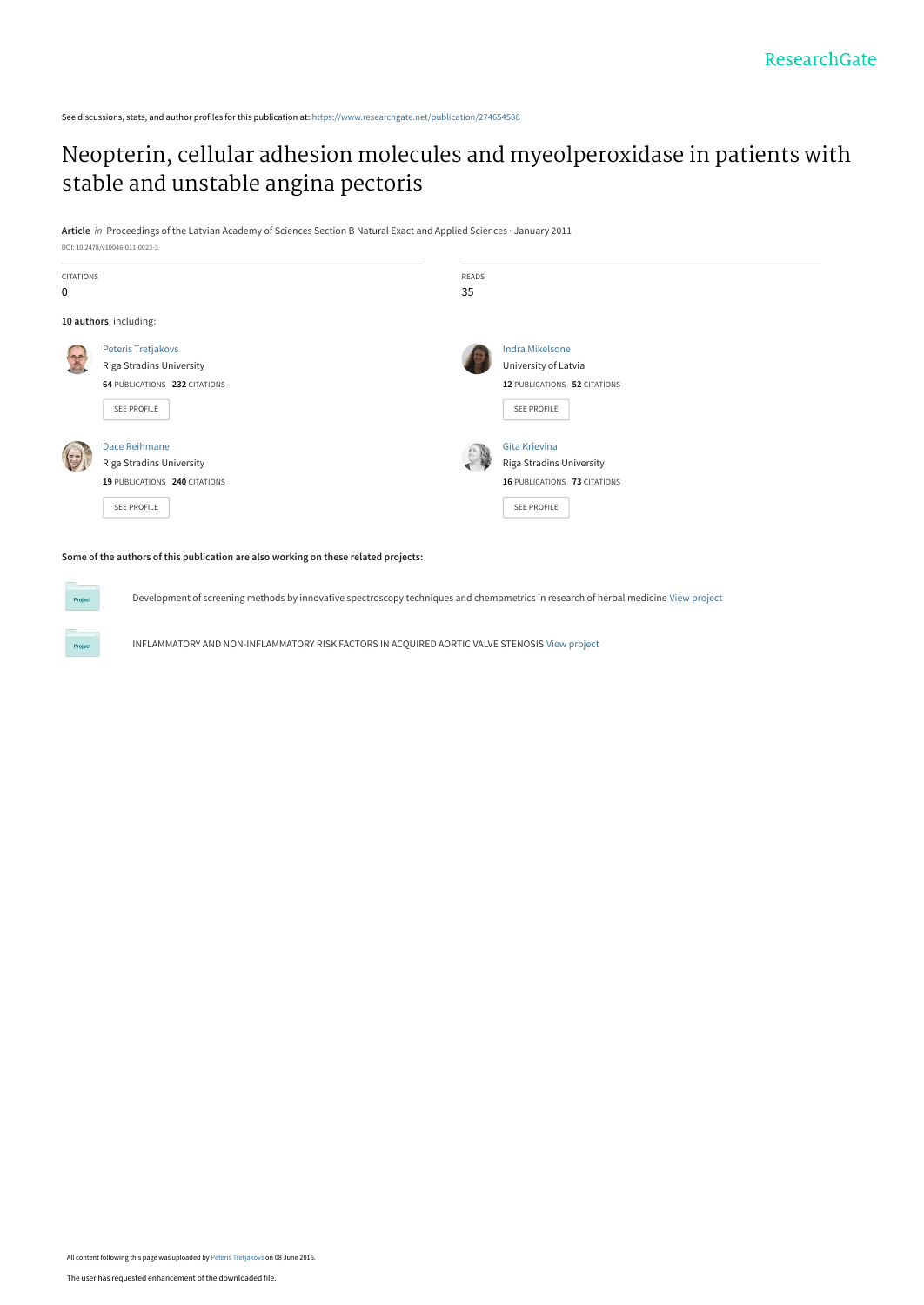ResearchGate

See discussions, stats, and author profiles for this publication at: https://www.researchgate.net/publication/274654588

# Neopterin, cellular adhesion molecules and myeolperoxidase in patients with stable and unstable angina pectoris

**Article** *in* Proceedings of the Latvian Academy of Sciences Section B Natural Exact and Applied Sciences · January 2011

DOI: 10.2478/v10046-011-0023-3

| CITATIONS | READS |
| --- | --- |
| 0 | 35 |

**10 authors**, including:

**Peteris Tretjakovs**
Riga Stradins University
**64** PUBLICATIONS **232** CITATIONS
SEE PROFILE

**Indra Mikelsone**
University of Latvia
**12** PUBLICATIONS **52** CITATIONS
SEE PROFILE

**Dace Reihmane**
Riga Stradins University
**19** PUBLICATIONS **240** CITATIONS
SEE PROFILE

**Gita Krievina**
Riga Stradins University
**16** PUBLICATIONS **73** CITATIONS
SEE PROFILE

**Some of the authors of this publication are also working on these related projects:**

Project: Development of screening methods by innovative spectroscopy techniques and chemometrics in research of herbal medicine View project

Project: INFLAMMATORY AND NON-INFLAMMATORY RISK FACTORS IN ACQUIRED AORTIC VALVE STENOSIS View project

All content following this page was uploaded by Peteris Tretjakovs on 08 June 2016.

The user has requested enhancement of the downloaded file.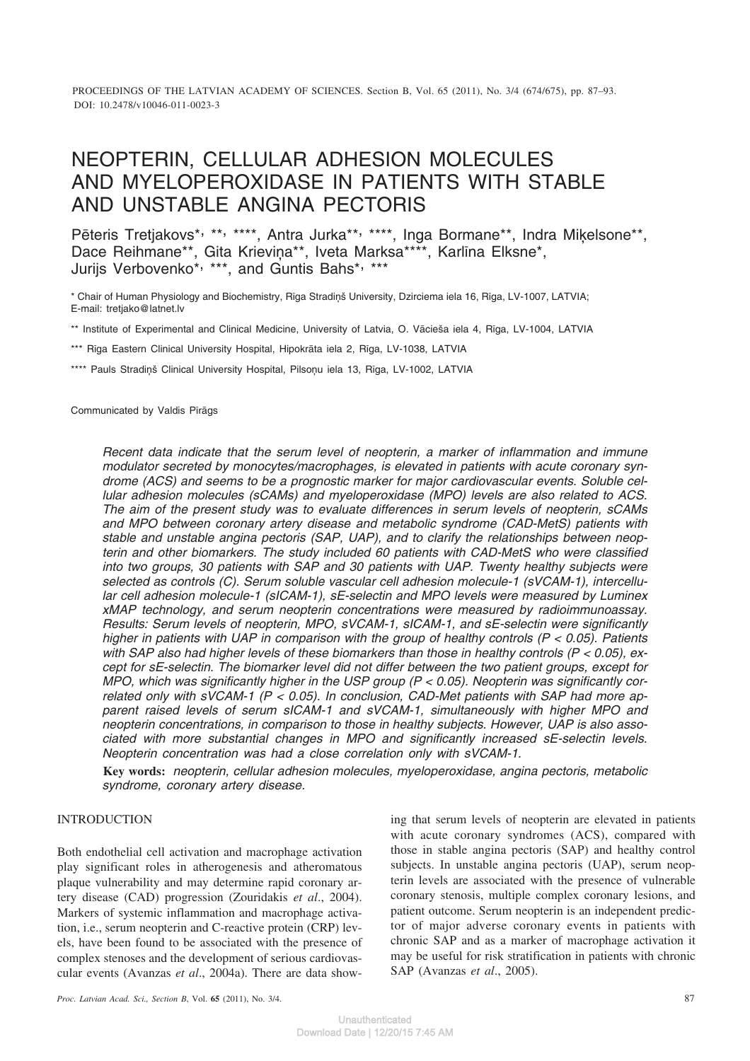PROCEEDINGS OF THE LATVIAN ACADEMY OF SCIENCES. Section B, Vol. 65 (2011), No. 3/4 (674/675), pp. 87–93.
DOI: 10.2478/v10046-011-0023-3

# NEOPTERIN, CELLULAR ADHESION MOLECULES AND MYELOPEROXIDASE IN PATIENTS WITH STABLE AND UNSTABLE ANGINA PECTORIS

Pēteris Tretjakovs*, **, ****, Antra Jurka**, ****, Inga Bormane**, Indra Miķelsone**, Dace Reihmane**, Gita Krieviņa**, Iveta Marksa****, Karlīna Elksne*, Jurijs Verbovenko*, ***, and Guntis Bahs*, ***

\* Chair of Human Physiology and Biochemistry, Rīga Stradiņš University, Dzirciema iela 16, Rīga, LV-1007, LATVIA;
E-mail: tretjako@latnet.lv

\*\* Institute of Experimental and Clinical Medicine, University of Latvia, O. Vācieša iela 4, Rīga, LV-1004, LATVIA

\*\*\* Rīga Eastern Clinical University Hospital, Hipokrāta iela 2, Rīga, LV-1038, LATVIA

\*\*\*\* Pauls Stradiņš Clinical University Hospital, Pilsoņu iela 13, Rīga, LV-1002, LATVIA

Communicated by Valdis Pirāgs

*Recent data indicate that the serum level of neopterin, a marker of inflammation and immune modulator secreted by monocytes/macrophages, is elevated in patients with acute coronary syndrome (ACS) and seems to be a prognostic marker for major cardiovascular events. Soluble cellular adhesion molecules (sCAMs) and myeloperoxidase (MPO) levels are also related to ACS. The aim of the present study was to evaluate differences in serum levels of neopterin, sCAMs and MPO between coronary artery disease and metabolic syndrome (CAD-MetS) patients with stable and unstable angina pectoris (SAP, UAP), and to clarify the relationships between neopterin and other biomarkers. The study included 60 patients with CAD-MetS who were classified into two groups, 30 patients with SAP and 30 patients with UAP. Twenty healthy subjects were selected as controls (C). Serum soluble vascular cell adhesion molecule-1 (sVCAM-1), intercellular cell adhesion molecule-1 (sICAM-1), sE-selectin and MPO levels were measured by Luminex xMAP technology, and serum neopterin concentrations were measured by radioimmunoassay. Results: Serum levels of neopterin, MPO, sVCAM-1, sICAM-1, and sE-selectin were significantly higher in patients with UAP in comparison with the group of healthy controls ($P < 0.05$). Patients with SAP also had higher levels of these biomarkers than those in healthy controls ($P < 0.05$), except for sE-selectin. The biomarker level did not differ between the two patient groups, except for MPO, which was significantly higher in the USP group ($P < 0.05$). Neopterin was significantly correlated only with sVCAM-1 ($P < 0.05$). In conclusion, CAD-Met patients with SAP had more apparent raised levels of serum sICAM-1 and sVCAM-1, simultaneously with higher MPO and neopterin concentrations, in comparison to those in healthy subjects. However, UAP is also associated with more substantial changes in MPO and significantly increased sE-selectin levels. Neopterin concentration was had a close correlation only with sVCAM-1.*

**Key words:** *neopterin, cellular adhesion molecules, myeloperoxidase, angina pectoris, metabolic syndrome, coronary artery disease.*

## INTRODUCTION

Both endothelial cell activation and macrophage activation play significant roles in atherogenesis and atheromatous plaque vulnerability and may determine rapid coronary artery disease (CAD) progression (Zouridakis *et al*., 2004). Markers of systemic inflammation and macrophage activation, i.e., serum neopterin and C-reactive protein (CRP) levels, have been found to be associated with the presence of complex stenoses and the development of serious cardiovascular events (Avanzas *et al*., 2004a). There are data showing that serum levels of neopterin are elevated in patients with acute coronary syndromes (ACS), compared with those in stable angina pectoris (SAP) and healthy control subjects. In unstable angina pectoris (UAP), serum neopterin levels are associated with the presence of vulnerable coronary stenosis, multiple complex coronary lesions, and patient outcome. Serum neopterin is an independent predictor of major adverse coronary events in patients with chronic SAP and as a marker of macrophage activation it may be useful for risk stratification in patients with chronic SAP (Avanzas *et al*., 2005).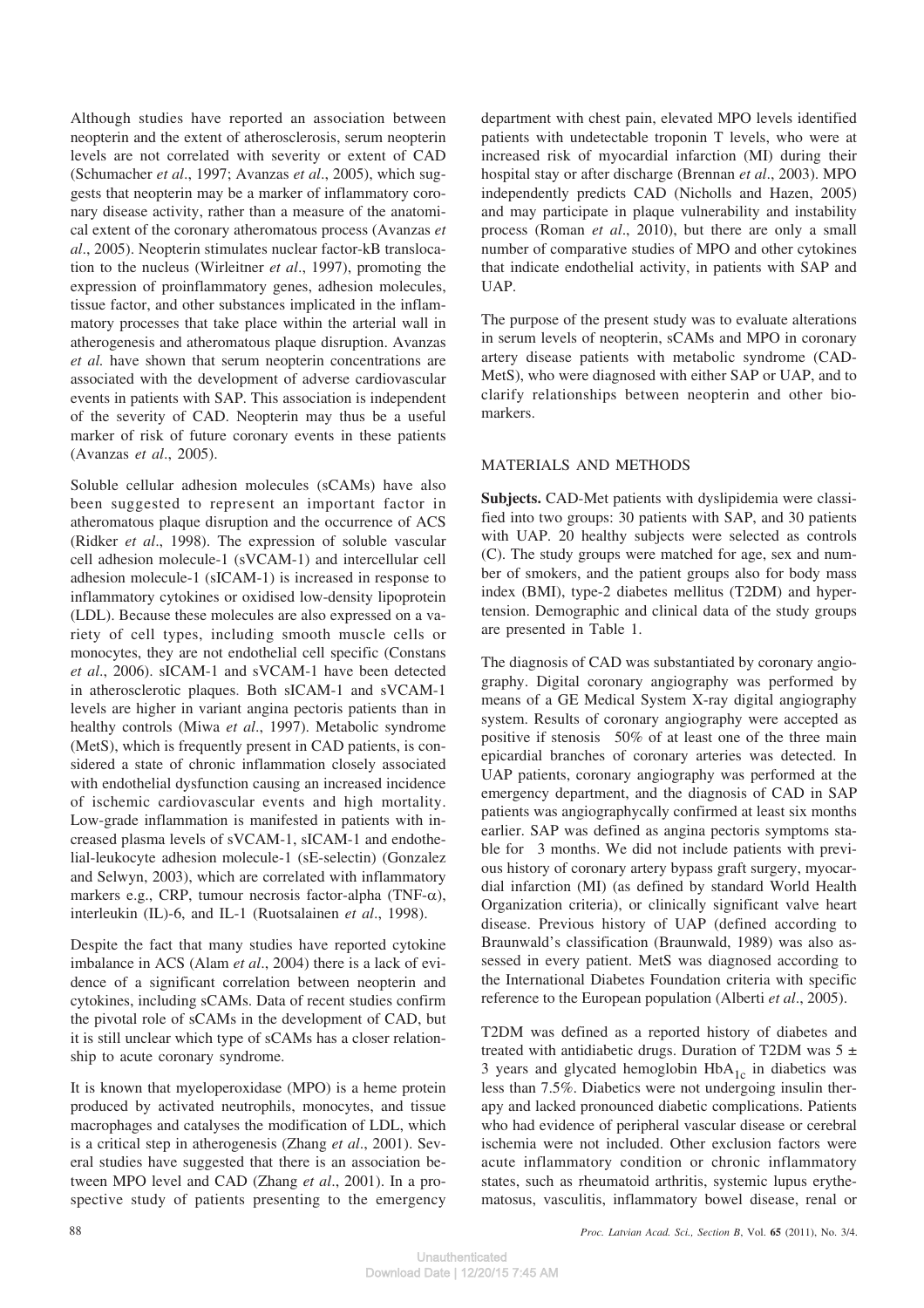Although studies have reported an association between neopterin and the extent of atherosclerosis, serum neopterin levels are not correlated with severity or extent of CAD (Schumacher *et al*., 1997; Avanzas *et al*., 2005), which suggests that neopterin may be a marker of inflammatory coronary disease activity, rather than a measure of the anatomical extent of the coronary atheromatous process (Avanzas *et al*., 2005). Neopterin stimulates nuclear factor-kB translocation to the nucleus (Wirleitner *et al*., 1997), promoting the expression of proinflammatory genes, adhesion molecules, tissue factor, and other substances implicated in the inflammatory processes that take place within the arterial wall in atherogenesis and atheromatous plaque disruption. Avanzas *et al.* have shown that serum neopterin concentrations are associated with the development of adverse cardiovascular events in patients with SAP. This association is independent of the severity of CAD. Neopterin may thus be a useful marker of risk of future coronary events in these patients (Avanzas *et al*., 2005).

Soluble cellular adhesion molecules (sCAMs) have also been suggested to represent an important factor in atheromatous plaque disruption and the occurrence of ACS (Ridker *et al*., 1998). The expression of soluble vascular cell adhesion molecule-1 (sVCAM-1) and intercellular cell adhesion molecule-1 (sICAM-1) is increased in response to inflammatory cytokines or oxidised low-density lipoprotein (LDL). Because these molecules are also expressed on a variety of cell types, including smooth muscle cells or monocytes, they are not endothelial cell specific (Constans *et al*., 2006). sICAM-1 and sVCAM-1 have been detected in atherosclerotic plaques. Both sICAM-1 and sVCAM-1 levels are higher in variant angina pectoris patients than in healthy controls (Miwa *et al*., 1997). Metabolic syndrome (MetS), which is frequently present in CAD patients, is considered a state of chronic inflammation closely associated with endothelial dysfunction causing an increased incidence of ischemic cardiovascular events and high mortality. Low-grade inflammation is manifested in patients with increased plasma levels of sVCAM-1, sICAM-1 and endothelial-leukocyte adhesion molecule-1 (sE-selectin) (Gonzalez and Selwyn, 2003), which are correlated with inflammatory markers e.g., CRP, tumour necrosis factor-alpha (TNF-$\alpha$), interleukin (IL)-6, and IL-1 (Ruotsalainen *et al*., 1998).

Despite the fact that many studies have reported cytokine imbalance in ACS (Alam *et al*., 2004) there is a lack of evidence of a significant correlation between neopterin and cytokines, including sCAMs. Data of recent studies confirm the pivotal role of sCAMs in the development of CAD, but it is still unclear which type of sCAMs has a closer relationship to acute coronary syndrome.

It is known that myeloperoxidase (MPO) is a heme protein produced by activated neutrophils, monocytes, and tissue macrophages and catalyses the modification of LDL, which is a critical step in atherogenesis (Zhang *et al*., 2001). Several studies have suggested that there is an association between MPO level and CAD (Zhang *et al*., 2001). In a prospective study of patients presenting to the emergency department with chest pain, elevated MPO levels identified patients with undetectable troponin T levels, who were at increased risk of myocardial infarction (MI) during their hospital stay or after discharge (Brennan *et al*., 2003). MPO independently predicts CAD (Nicholls and Hazen, 2005) and may participate in plaque vulnerability and instability process (Roman *et al*., 2010), but there are only a small number of comparative studies of MPO and other cytokines that indicate endothelial activity, in patients with SAP and UAP.

The purpose of the present study was to evaluate alterations in serum levels of neopterin, sCAMs and MPO in coronary artery disease patients with metabolic syndrome (CAD-MetS), who were diagnosed with either SAP or UAP, and to clarify relationships between neopterin and other biomarkers.

## MATERIALS AND METHODS

**Subjects.** CAD-Met patients with dyslipidemia were classified into two groups: 30 patients with SAP, and 30 patients with UAP. 20 healthy subjects were selected as controls (C). The study groups were matched for age, sex and number of smokers, and the patient groups also for body mass index (BMI), type-2 diabetes mellitus (T2DM) and hypertension. Demographic and clinical data of the study groups are presented in Table 1.

The diagnosis of CAD was substantiated by coronary angiography. Digital coronary angiography was performed by means of a GE Medical System X-ray digital angiography system. Results of coronary angiography were accepted as positive if stenosis  50% of at least one of the three main epicardial branches of coronary arteries was detected. In UAP patients, coronary angiography was performed at the emergency department, and the diagnosis of CAD in SAP patients was angiographycally confirmed at least six months earlier. SAP was defined as angina pectoris symptoms stable for  3 months. We did not include patients with previous history of coronary artery bypass graft surgery, myocardial infarction (MI) (as defined by standard World Health Organization criteria), or clinically significant valve heart disease. Previous history of UAP (defined according to Braunwald's classification (Braunwald, 1989) was also assessed in every patient. MetS was diagnosed according to the International Diabetes Foundation criteria with specific reference to the European population (Alberti *et al*., 2005).

T2DM was defined as a reported history of diabetes and treated with antidiabetic drugs. Duration of T2DM was $5 \pm 3$ years and glycated hemoglobin $HbA_{1c}$ in diabetics was less than 7.5%. Diabetics were not undergoing insulin therapy and lacked pronounced diabetic complications. Patients who had evidence of peripheral vascular disease or cerebral ischemia were not included. Other exclusion factors were acute inflammatory condition or chronic inflammatory states, such as rheumatoid arthritis, systemic lupus erythematosus, vasculitis, inflammatory bowel disease, renal or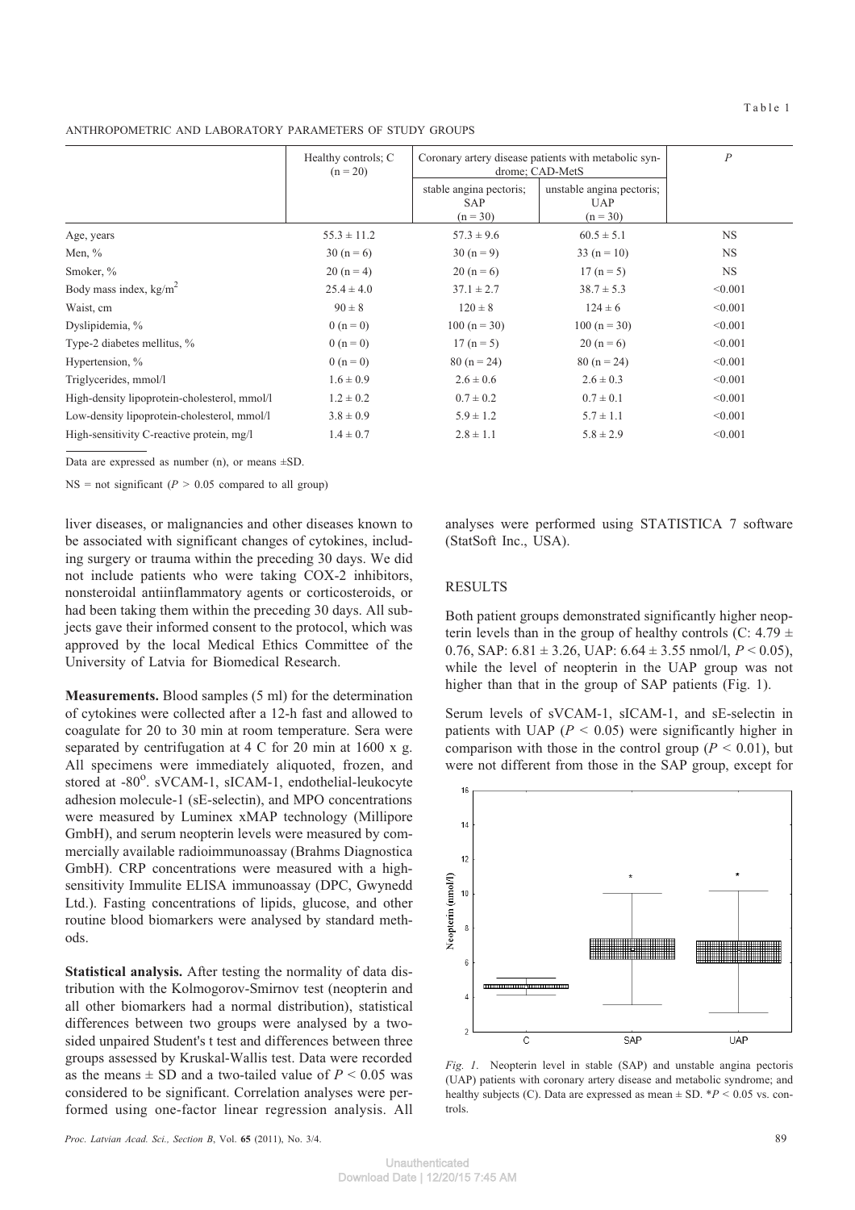Table 1

ANTHROPOMETRIC AND LABORATORY PARAMETERS OF STUDY GROUPS

| | Healthy controls; C (n = 20) | Coronary artery disease patients with metabolic syndrome; CAD-MetS | | *P* |
|---|---|---|---|---|
| | | stable angina pectoris; SAP (n = 30) | unstable angina pectoris; UAP (n = 30) | |
| Age, years | 55.3 ± 11.2 | 57.3 ± 9.6 | 60.5 ± 5.1 | NS |
| Men, % | 30 (n = 6) | 30 (n = 9) | 33 (n = 10) | NS |
| Smoker, % | 20 (n = 4) | 20 (n = 6) | 17 (n = 5) | NS |
| Body mass index, kg/m$^2$ | 25.4 ± 4.0 | 37.1 ± 2.7 | 38.7 ± 5.3 | <0.001 |
| Waist, cm | 90 ± 8 | 120 ± 8 | 124 ± 6 | <0.001 |
| Dyslipidemia, % | 0 (n = 0) | 100 (n = 30) | 100 (n = 30) | <0.001 |
| Type-2 diabetes mellitus, % | 0 (n = 0) | 17 (n = 5) | 20 (n = 6) | <0.001 |
| Hypertension, % | 0 (n = 0) | 80 (n = 24) | 80 (n = 24) | <0.001 |
| Triglycerides, mmol/l | 1.6 ± 0.9 | 2.6 ± 0.6 | 2.6 ± 0.3 | <0.001 |
| High-density lipoprotein-cholesterol, mmol/l | 1.2 ± 0.2 | 0.7 ± 0.2 | 0.7 ± 0.1 | <0.001 |
| Low-density lipoprotein-cholesterol, mmol/l | 3.8 ± 0.9 | 5.9 ± 1.2 | 5.7 ± 1.1 | <0.001 |
| High-sensitivity C-reactive protein, mg/l | 1.4 ± 0.7 | 2.8 ± 1.1 | 5.8 ± 2.9 | <0.001 |

Data are expressed as number (n), or means ±SD.

NS = not significant ($P > 0.05$ compared to all group)

liver diseases, or malignancies and other diseases known to be associated with significant changes of cytokines, including surgery or trauma within the preceding 30 days. We did not include patients who were taking COX-2 inhibitors, nonsteroidal antiinflammatory agents or corticosteroids, or had been taking them within the preceding 30 days. All subjects gave their informed consent to the protocol, which was approved by the local Medical Ethics Committee of the University of Latvia for Biomedical Research.

**Measurements.** Blood samples (5 ml) for the determination of cytokines were collected after a 12-h fast and allowed to coagulate for 20 to 30 min at room temperature. Sera were separated by centrifugation at 4 C for 20 min at 1600 x g. All specimens were immediately aliquoted, frozen, and stored at -80$^o$. sVCAM-1, sICAM-1, endothelial-leukocyte adhesion molecule-1 (sE-selectin), and MPO concentrations were measured by Luminex xMAP technology (Millipore GmbH), and serum neopterin levels were measured by commercially available radioimmunoassay (Brahms Diagnostica GmbH). CRP concentrations were measured with a high-sensitivity Immulite ELISA immunoassay (DPC, Gwynedd Ltd.). Fasting concentrations of lipids, glucose, and other routine blood biomarkers were analysed by standard methods.

**Statistical analysis.** After testing the normality of data distribution with the Kolmogorov-Smirnov test (neopterin and all other biomarkers had a normal distribution), statistical differences between two groups were analysed by a two-sided unpaired Student's t test and differences between three groups assessed by Kruskal-Wallis test. Data were recorded as the means ± SD and a two-tailed value of $P < 0.05$ was considered to be significant. Correlation analyses were performed using one-factor linear regression analysis. All analyses were performed using STATISTICA 7 software (StatSoft Inc., USA).

## RESULTS

Both patient groups demonstrated significantly higher neopterin levels than in the group of healthy controls (C: 4.79 ± 0.76, SAP: 6.81 ± 3.26, UAP: 6.64 ± 3.55 nmol/l, $P < 0.05$), while the level of neopterin in the UAP group was not higher than that in the group of SAP patients (Fig. 1).

Serum levels of sVCAM-1, sICAM-1, and sE-selectin in patients with UAP ($P < 0.05$) were significantly higher in comparison with those in the control group ($P < 0.01$), but were not different from those in the SAP group, except for

*Fig. 1.* Neopterin level in stable (SAP) and unstable angina pectoris (UAP) patients with coronary artery disease and metabolic syndrome; and healthy subjects (C). Data are expressed as mean ± SD. *$P < 0.05$ vs. controls.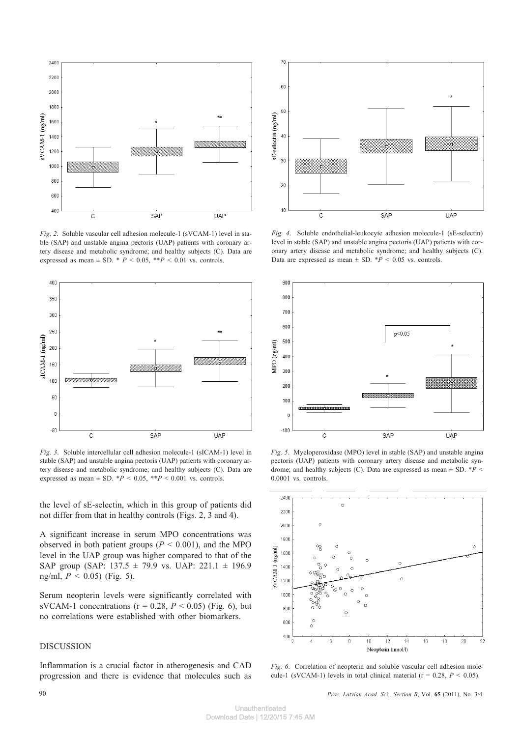*Fig. 2*. Soluble vascular cell adhesion molecule-1 (sVCAM-1) level in stable (SAP) and unstable angina pectoris (UAP) patients with coronary artery disease and metabolic syndrome; and healthy subjects (C). Data are expressed as mean ± SD. * $P < 0.05$, ** $P < 0.01$ vs. controls.

*Fig. 3*. Soluble intercellular cell adhesion molecule-1 (sICAM-1) level in stable (SAP) and unstable angina pectoris (UAP) patients with coronary artery disease and metabolic syndrome; and healthy subjects (C). Data are expressed as mean ± SD. * $P < 0.05$, ** $P < 0.001$ vs. controls.

the level of sE-selectin, which in this group of patients did not differ from that in healthy controls (Figs. 2, 3 and 4).

A significant increase in serum MPO concentrations was observed in both patient groups ($P < 0.001$), and the MPO level in the UAP group was higher compared to that of the SAP group (SAP: 137.5 ± 79.9 vs. UAP: 221.1 ± 196.9 ng/ml, $P < 0.05$) (Fig. 5).

Serum neopterin levels were significantly correlated with sVCAM-1 concentrations ($r = 0.28$, $P < 0.05$) (Fig. 6), but no correlations were established with other biomarkers.

## DISCUSSION

Inflammation is a crucial factor in atherogenesis and CAD progression and there is evidence that molecules such as

*Fig. 4*. Soluble endothelial-leukocyte adhesion molecule-1 (sE-selectin) level in stable (SAP) and unstable angina pectoris (UAP) patients with coronary artery disease and metabolic syndrome; and healthy subjects (C). Data are expressed as mean ± SD. * $P < 0.05$ vs. controls.

*Fig. 5*. Myeloperoxidase (MPO) level in stable (SAP) and unstable angina pectoris (UAP) patients with coronary artery disease and metabolic syndrome; and healthy subjects (C). Data are expressed as mean ± SD. * $P < 0.0001$ vs. controls.

*Fig. 6*. Correlation of neopterin and soluble vascular cell adhesion molecule-1 (sVCAM-1) levels in total clinical material ($r = 0.28$, $P < 0.05$).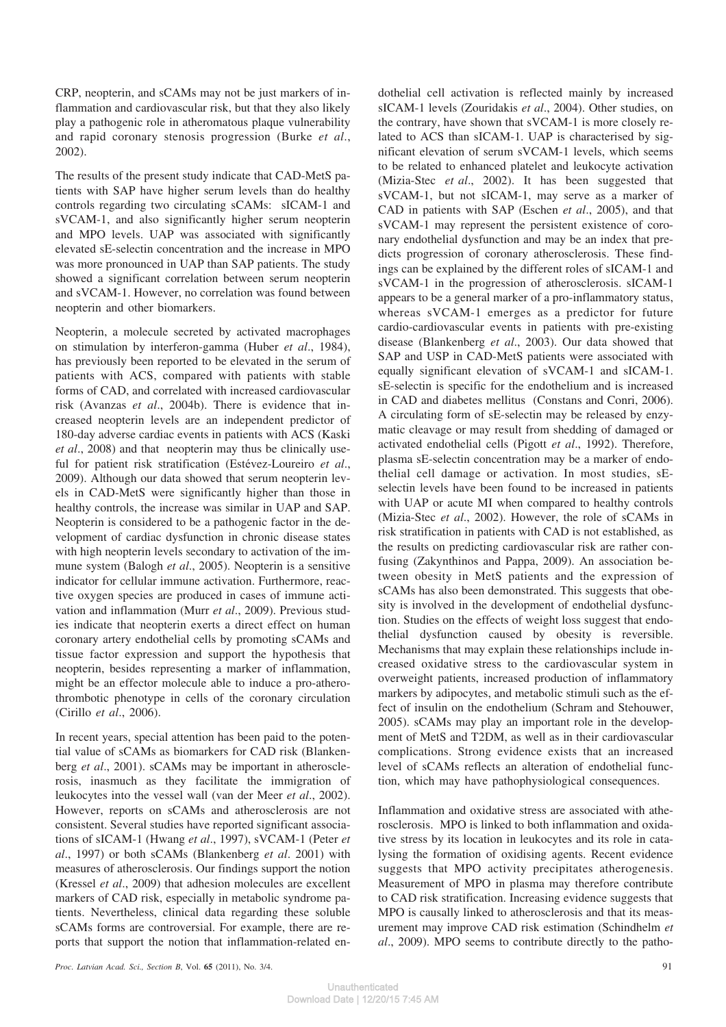CRP, neopterin, and sCAMs may not be just markers of inflammation and cardiovascular risk, but that they also likely play a pathogenic role in atheromatous plaque vulnerability and rapid coronary stenosis progression (Burke *et al*., 2002).

The results of the present study indicate that CAD-MetS patients with SAP have higher serum levels than do healthy controls regarding two circulating sCAMs: sICAM-1 and sVCAM-1, and also significantly higher serum neopterin and MPO levels. UAP was associated with significantly elevated sE-selectin concentration and the increase in MPO was more pronounced in UAP than SAP patients. The study showed a significant correlation between serum neopterin and sVCAM-1. However, no correlation was found between neopterin and other biomarkers.

Neopterin, a molecule secreted by activated macrophages on stimulation by interferon-gamma (Huber *et al*., 1984), has previously been reported to be elevated in the serum of patients with ACS, compared with patients with stable forms of CAD, and correlated with increased cardiovascular risk (Avanzas *et al*., 2004b). There is evidence that increased neopterin levels are an independent predictor of 180-day adverse cardiac events in patients with ACS (Kaski *et al*., 2008) and that neopterin may thus be clinically useful for patient risk stratification (Estévez-Loureiro *et al*., 2009). Although our data showed that serum neopterin levels in CAD-MetS were significantly higher than those in healthy controls, the increase was similar in UAP and SAP. Neopterin is considered to be a pathogenic factor in the development of cardiac dysfunction in chronic disease states with high neopterin levels secondary to activation of the immune system (Balogh *et al*., 2005). Neopterin is a sensitive indicator for cellular immune activation. Furthermore, reactive oxygen species are produced in cases of immune activation and inflammation (Murr *et al*., 2009). Previous studies indicate that neopterin exerts a direct effect on human coronary artery endothelial cells by promoting sCAMs and tissue factor expression and support the hypothesis that neopterin, besides representing a marker of inflammation, might be an effector molecule able to induce a pro-atherothrombotic phenotype in cells of the coronary circulation (Cirillo *et al*., 2006).

In recent years, special attention has been paid to the potential value of sCAMs as biomarkers for CAD risk (Blankenberg *et al*., 2001). sCAMs may be important in atherosclerosis, inasmuch as they facilitate the immigration of leukocytes into the vessel wall (van der Meer *et al*., 2002). However, reports on sCAMs and atherosclerosis are not consistent. Several studies have reported significant associations of sICAM-1 (Hwang *et al*., 1997), sVCAM-1 (Peter *et al*., 1997) or both sCAMs (Blankenberg *et al*. 2001) with measures of atherosclerosis. Our findings support the notion (Kressel *et al*., 2009) that adhesion molecules are excellent markers of CAD risk, especially in metabolic syndrome patients. Nevertheless, clinical data regarding these soluble sCAMs forms are controversial. For example, there are reports that support the notion that inflammation-related endothelial cell activation is reflected mainly by increased sICAM-1 levels (Zouridakis *et al*., 2004). Other studies, on the contrary, have shown that sVCAM-1 is more closely related to ACS than sICAM-1. UAP is characterised by significant elevation of serum sVCAM-1 levels, which seems to be related to enhanced platelet and leukocyte activation (Mizia-Stec *et al*., 2002). It has been suggested that sVCAM-1, but not sICAM-1, may serve as a marker of CAD in patients with SAP (Eschen *et al*., 2005), and that sVCAM-1 may represent the persistent existence of coronary endothelial dysfunction and may be an index that predicts progression of coronary atherosclerosis. These findings can be explained by the different roles of sICAM-1 and sVCAM-1 in the progression of atherosclerosis. sICAM-1 appears to be a general marker of a pro-inflammatory status, whereas sVCAM-1 emerges as a predictor for future cardio-cardiovascular events in patients with pre-existing disease (Blankenberg *et al*., 2003). Our data showed that SAP and USP in CAD-MetS patients were associated with equally significant elevation of sVCAM-1 and sICAM-1. sE-selectin is specific for the endothelium and is increased in CAD and diabetes mellitus (Constans and Conri, 2006). A circulating form of sE-selectin may be released by enzymatic cleavage or may result from shedding of damaged or activated endothelial cells (Pigott *et al*., 1992). Therefore, plasma sE-selectin concentration may be a marker of endothelial cell damage or activation. In most studies, sE-selectin levels have been found to be increased in patients with UAP or acute MI when compared to healthy controls (Mizia-Stec *et al*., 2002). However, the role of sCAMs in risk stratification in patients with CAD is not established, as the results on predicting cardiovascular risk are rather confusing (Zakynthinos and Pappa, 2009). An association between obesity in MetS patients and the expression of sCAMs has also been demonstrated. This suggests that obesity is involved in the development of endothelial dysfunction. Studies on the effects of weight loss suggest that endothelial dysfunction caused by obesity is reversible. Mechanisms that may explain these relationships include increased oxidative stress to the cardiovascular system in overweight patients, increased production of inflammatory markers by adipocytes, and metabolic stimuli such as the effect of insulin on the endothelium (Schram and Stehouwer, 2005). sCAMs may play an important role in the development of MetS and T2DM, as well as in their cardiovascular complications. Strong evidence exists that an increased level of sCAMs reflects an alteration of endothelial function, which may have pathophysiological consequences.

Inflammation and oxidative stress are associated with atherosclerosis. MPO is linked to both inflammation and oxidative stress by its location in leukocytes and its role in catalysing the formation of oxidising agents. Recent evidence suggests that MPO activity precipitates atherogenesis. Measurement of MPO in plasma may therefore contribute to CAD risk stratification. Increasing evidence suggests that MPO is causally linked to atherosclerosis and that its measurement may improve CAD risk estimation (Schindhelm *et al*., 2009). MPO seems to contribute directly to the patho-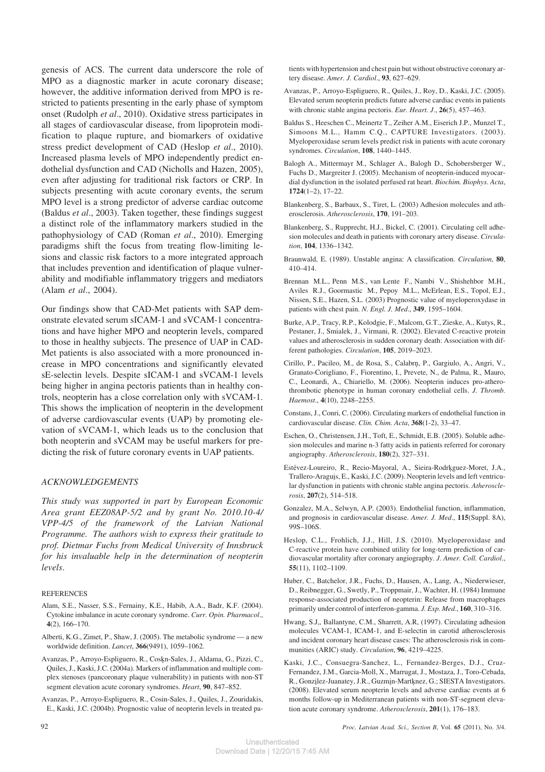genesis of ACS. The current data underscore the role of MPO as a diagnostic marker in acute coronary disease; however, the additive information derived from MPO is restricted to patients presenting in the early phase of symptom onset (Rudolph *et al*., 2010). Oxidative stress participates in all stages of cardiovascular disease, from lipoprotein modification to plaque rupture, and biomarkers of oxidative stress predict development of CAD (Heslop *et al*., 2010). Increased plasma levels of MPO independently predict endothelial dysfunction and CAD (Nicholls and Hazen, 2005), even after adjusting for traditional risk factors or CRP. In subjects presenting with acute coronary events, the serum MPO level is a strong predictor of adverse cardiac outcome (Baldus *et al*., 2003). Taken together, these findings suggest a distinct role of the inflammatory markers studied in the pathophysiology of CAD (Roman *et al*., 2010). Emerging paradigms shift the focus from treating flow-limiting lesions and classic risk factors to a more integrated approach that includes prevention and identification of plaque vulnerability and modifiable inflammatory triggers and mediators (Alam *et al*., 2004).

Our findings show that CAD-Met patients with SAP demonstrate elevated serum sICAM-1 and sVCAM-1 concentrations and have higher MPO and neopterin levels, compared to those in healthy subjects. The presence of UAP in CAD-Met patients is also associated with a more pronounced increase in MPO concentrations and significantly elevated sE-selectin levels. Despite sICAM-1 and sVCAM-1 levels being higher in angina pectoris patients than in healthy controls, neopterin has a close correlation only with sVCAM-1. This shows the implication of neopterin in the development of adverse cardiovascular events (UAP) by promoting elevation of sVCAM-1, which leads us to the conclusion that both neopterin and sVCAM may be useful markers for predicting the risk of future coronary events in UAP patients.

## ACKNOWLEDGEMENTS

*This study was supported in part by European Economic Area grant EEZ08AP-5/2 and by grant No. 2010.10-4/VPP-4/5 of the framework of the Latvian National Programme. The authors wish to express their gratitude to prof. Dietmar Fuchs from Medical University of Innsbruck for his invaluable help in the determination of neopterin levels.*

## REFERENCES

Alam, S.E., Nasser, S.S., Fernainy, K.E., Habib, A.A., Badr, K.F. (2004). Cytokine imbalance in acute coronary syndrome. *Curr. Opin. Pharmacol*., **4**(2), 166–170.

Alberti, K.G., Zimet, P., Shaw, J. (2005). The metabolic syndrome — a new worldwide definition. *Lancet*, **366**(9491), 1059–1062.

Avanzas, P., Arroyo-Espliguero, R., Coskn-Sales, J., Aldama, G., Pizzi, C., Quiles, J., Kaski, J.C. (2004a). Markers of inflammation and multiple complex stenoses (pancoronary plaque vulnerability) in patients with non-ST segment elevation acute coronary syndromes. *Heart*, **90**, 847–852.

Avanzas, P., Arroyo-Espliguero, R., Cosin-Sales, J., Quiles, J., Zouridakis, E., Kaski, J.C. (2004b). Prognostic value of neopterin levels in treated patients with hypertension and chest pain but without obstructive coronary artery disease. *Amer. J. Cardiol*., **93**, 627–629.

Avanzas, P., Arroyo-Espliguero, R., Quiles, J., Roy, D., Kaski, J.C. (2005). Elevated serum neopterin predicts future adverse cardiac events in patients with chronic stable angina pectoris. *Eur. Heart. J*., **26**(5), 457–463.

Baldus S., Heeschen C., Meinertz T., Zeiher A.M., Eiserich J.P., Munzel T., Simoons M.L., Hamm C.Q., CAPTURE Investigators. (2003). Myeloperoxidase serum levels predict risk in patients with acute coronary syndromes. *Circulation*, **108**, 1440–1445.

Balogh A., Mittermayr M., Schlager A., Balogh D., Schobersberger W., Fuchs D., Margreiter J. (2005). Mechanism of neopterin-induced myocardial dysfunction in the isolated perfused rat heart. *Biochim. Biophys. Acta*, **1724**(1–2), 17–22.

Blankenberg, S., Barbaux, S., Tiret, L. (2003) Adhesion molecules and atherosclerosis. *Atherosclerosis*, **170**, 191–203.

Blankenberg, S., Rupprecht, H.J., Bickel, C. (2001). Circulating cell adhesion molecules and death in patients with coronary artery disease. *Circulation*, **104**, 1336–1342.

Braunwald, E. (1989). Unstable angina: A classification. *Circulation*, **80**, 410–414.

Brennan M.L., Penn M.S., van Lente F., Nambi V., Shishehbor M.H., Aviles R.J., Goormastic M., Pepoy M.L., McErlean, E.S., Topol, E.J., Nissen, S.E., Hazen, S.L. (2003) Prognostic value of myeloperoxydase in patients with chest pain. *N. Engl. J. Med*., **349**, 1595–1604.

Burke, A.P., Tracy, R.P., Kolodgie, F., Malcom, G.T., Zieske, A., Kutys, R., Pestaner, J., Smialek, J., Virmani, R. (2002). Elevated C-reactive protein values and atherosclerosis in sudden coronary death: Association with different pathologies. *Circulation*, **105**, 2019–2023.

Cirillo, P., Pacileo, M., de Rosa, S., Calabrn, P., Gargiulo, A., Angri, V., Granato-Corigliano, F., Fiorentino, I., Prevete, N., de Palma, R., Mauro, C., Leonardi, A., Chiariello, M. (2006). Neopterin induces pro-atherothrombotic phenotype in human coronary endothelial cells. *J. Thromb. Haemost*., **4**(10), 2248–2255.

Constans, J., Conri, C. (2006). Circulating markers of endothelial function in cardiovascular disease. *Clin. Chim. Acta*, **368**(1-2), 33–47.

Eschen, O., Christensen, J.H., Toft, E., Schmidt, E.B. (2005). Soluble adhesion molecules and marine n-3 fatty acids in patients referred for coronary angiography. *Atherosclerosis*, **180**(2), 327–331.

Estévez-Loureiro, R., Recio-Mayoral, A., Sieira-Rodrkguez-Moret, J.A., Trallero-Araguįs, E., Kaski, J.C. (2009). Neopterin levels and left ventricular dysfunction in patients with chronic stable angina pectoris. *Atherosclerosis*, **207**(2), 514–518.

Gonzalez, M.A., Selwyn, A.P. (2003). Endothelial function, inflammation, and prognosis in cardiovascular disease. *Amer. J. Med*., **115**(Suppl. 8A), 99S–106S.

Heslop, C.L., Frohlich, J.J., Hill, J.S. (2010). Myeloperoxidase and C-reactive protein have combined utility for long-term prediction of cardiovascular mortality after coronary angiography. *J. Amer. Coll. Cardiol*., **55**(11), 1102–1109.

Huber, C., Batchelor, J.R., Fuchs, D., Hausen, A., Lang, A., Niederwieser, D., Reibnegger, G., Swetly, P., Troppmair, J., Wachter, H. (1984) Immune response-associated production of neopterin: Release from macrophages primarily under control of interferon-gamma. *J. Exp. Med*., **160**, 310–316.

Hwang, S.J,, Ballantyne, C.M., Sharrett, A.R, (1997). Circulating adhesion molecules VCAM-1, ICAM-1, and E-selectin in carotid atherosclerosis and incident coronary heart disease cases: The atherosclerosis risk in communities (ARIC) study. *Circulation*, **96**, 4219–4225.

Kaski, J.C., Consuegra-Sanchez, L., Fernandez-Berges, D.J., Cruz-Fernandez, J.M., Garcia-Moll, X., Marrugat, J., Mostaza, J., Toro-Cebada, R., Gonzįlez-Juanatey, J.R., Guzmįn-Martknez, G.; SIESTA Investigators. (2008). Elevated serum neopterin levels and adverse cardiac events at 6 months follow-up in Mediterranean patients with non-ST-segment elevation acute coronary syndrome. *Atherosclerosis*, **201**(1), 176–183.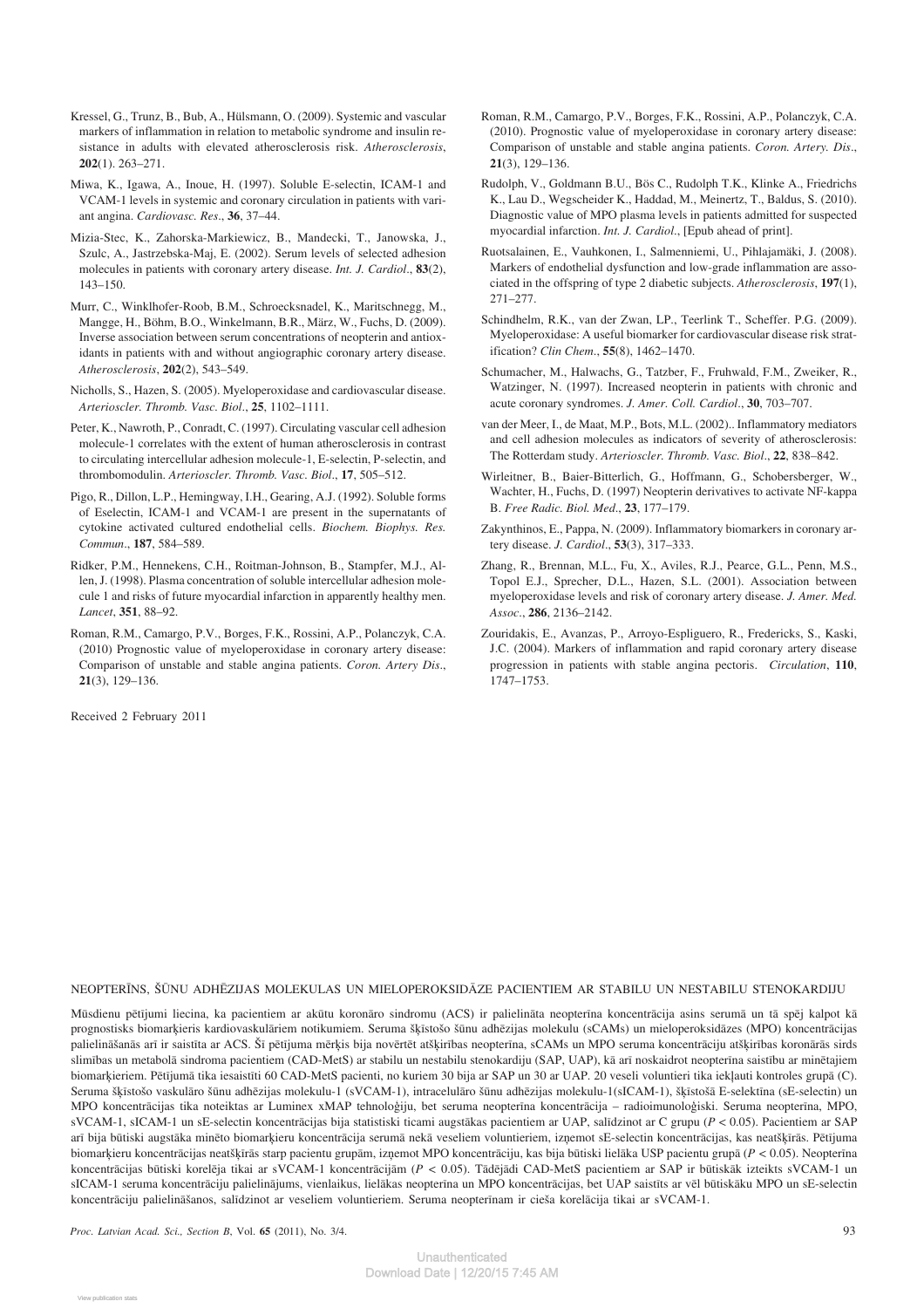Kressel, G., Trunz, B., Bub, A., Hülsmann, O. (2009). Systemic and vascular markers of inflammation in relation to metabolic syndrome and insulin resistance in adults with elevated atherosclerosis risk. *Atherosclerosis*, **202**(1). 263–271.

Miwa, K., Igawa, A., Inoue, H. (1997). Soluble E-selectin, ICAM-1 and VCAM-1 levels in systemic and coronary circulation in patients with variant angina. *Cardiovasc. Res*., **36**, 37–44.

Mizia-Stec, K., Zahorska-Markiewicz, B., Mandecki, T., Janowska, J., Szulc, A., Jastrzebska-Maj, E. (2002). Serum levels of selected adhesion molecules in patients with coronary artery disease. *Int. J. Cardiol*., **83**(2), 143–150.

Murr, C., Winklhofer-Roob, B.M., Schroecksnadel, K., Maritschnegg, M., Mangge, H., Böhm, B.O., Winkelmann, B.R., März, W., Fuchs, D. (2009). Inverse association between serum concentrations of neopterin and antioxidants in patients with and without angiographic coronary artery disease. *Atherosclerosis*, **202**(2), 543–549.

Nicholls, S., Hazen, S. (2005). Myeloperoxidase and cardiovascular disease. *Arterioscler. Thromb. Vasc. Biol*., **25**, 1102–1111.

Peter, K., Nawroth, P., Conradt, C. (1997). Circulating vascular cell adhesion molecule-1 correlates with the extent of human atherosclerosis in contrast to circulating intercellular adhesion molecule-1, E-selectin, P-selectin, and thrombomodulin. *Arterioscler. Thromb. Vasc. Biol*., **17**, 505–512.

Pigo, R., Dillon, L.P., Hemingway, I.H., Gearing, A.J. (1992). Soluble forms of Eselectin, ICAM-1 and VCAM-1 are present in the supernatants of cytokine activated cultured endothelial cells. *Biochem. Biophys. Res. Commun*., **187**, 584–589.

Ridker, P.M., Hennekens, C.H., Roitman-Johnson, B., Stampfer, M.J., Allen, J. (1998). Plasma concentration of soluble intercellular adhesion molecule 1 and risks of future myocardial infarction in apparently healthy men. *Lancet*, **351**, 88–92.

Roman, R.M., Camargo, P.V., Borges, F.K., Rossini, A.P., Polanczyk, C.A. (2010) Prognostic value of myeloperoxidase in coronary artery disease: Comparison of unstable and stable angina patients. *Coron. Artery Dis*., **21**(3), 129–136.

Received 2 February 2011

Roman, R.M., Camargo, P.V., Borges, F.K., Rossini, A.P., Polanczyk, C.A. (2010). Prognostic value of myeloperoxidase in coronary artery disease: Comparison of unstable and stable angina patients. *Coron. Artery. Dis*., **21**(3), 129–136.

Rudolph, V., Goldmann B.U., Bös C., Rudolph T.K., Klinke A., Friedrichs K., Lau D., Wegscheider K., Haddad, M., Meinertz, T., Baldus, S. (2010). Diagnostic value of MPO plasma levels in patients admitted for suspected myocardial infarction. *Int. J. Cardiol*., [Epub ahead of print].

Ruotsalainen, E., Vauhkonen, I., Salmenniemi, U., Pihlajamäki, J. (2008). Markers of endothelial dysfunction and low-grade inflammation are associated in the offspring of type 2 diabetic subjects. *Atherosclerosis*, **197**(1), 271–277.

Schindhelm, R.K., van der Zwan, LP., Teerlink T., Scheffer. P.G. (2009). Myeloperoxidase: A useful biomarker for cardiovascular disease risk stratification? *Clin Chem*., **55**(8), 1462–1470.

Schumacher, M., Halwachs, G., Tatzber, F., Fruhwald, F.M., Zweiker, R., Watzinger, N. (1997). Increased neopterin in patients with chronic and acute coronary syndromes. *J. Amer. Coll. Cardiol*., **30**, 703–707.

van der Meer, I., de Maat, M.P., Bots, M.L. (2002).. Inflammatory mediators and cell adhesion molecules as indicators of severity of atherosclerosis: The Rotterdam study. *Arterioscler. Thromb. Vasc. Biol*., **22**, 838–842.

Wirleitner, B., Baier-Bitterlich, G., Hoffmann, G., Schobersberger, W., Wachter, H., Fuchs, D. (1997) Neopterin derivatives to activate NF-kappa B. *Free Radic. Biol. Med*., **23**, 177–179.

Zakynthinos, E., Pappa, N. (2009). Inflammatory biomarkers in coronary artery disease. *J. Cardiol*., **53**(3), 317–333.

Zhang, R., Brennan, M.L., Fu, X., Aviles, R.J., Pearce, G.L., Penn, M.S., Topol E.J., Sprecher, D.L., Hazen, S.L. (2001). Association between myeloperoxidase levels and risk of coronary artery disease. *J. Amer. Med. Assoc*., **286**, 2136–2142.

Zouridakis, E., Avanzas, P., Arroyo-Espliguero, R., Fredericks, S., Kaski, J.C. (2004). Markers of inflammation and rapid coronary artery disease progression in patients with stable angina pectoris. *Circulation*, **110**, 1747–1753.

## NEOPTERĪNS, ŠŪNU ADHĒZIJAS MOLEKULAS UN MIELOPEROKSIDĀZE PACIENTIEM AR STABILU UN NESTABILU STENOKARDIJU

Mūsdienu pētījumi liecina, ka pacientiem ar akūtu koronāro sindromu (ACS) ir palielināta neopterīna koncentrācija asins serumā un tā spēj kalpot kā prognostisks biomarķieris kardiovaskulāriem notikumiem. Seruma šķīstošo šūnu adhēzijas molekulu (sCAMs) un mieloperoksidāzes (MPO) koncentrācijas palielināšanās arī ir saistīta ar ACS. Šī pētījuma mērķis bija novērtēt atšķirības neopterīna, sCAMs un MPO seruma koncentrāciju atšķirības koronārās sirds slimības un metabolā sindroma pacientiem (CAD-MetS) ar stabilu un nestabilu stenokardiju (SAP, UAP), kā arī noskaidrot neopterīna saistību ar minētajiem biomarķieriem. Pētījumā tika iesaistīti 60 CAD-MetS pacienti, no kuriem 30 bija ar SAP un 30 ar UAP. 20 veseli voluntieri tika iekļauti kontroles grupā (C). Seruma šķīstošo vaskulāro šūnu adhēzijas molekulu-1 (sVCAM-1), intracelulāro šūnu adhēzijas molekulu-1(sICAM-1), šķīstošā E-selektīna (sE-selectin) un MPO koncentrācijas tika noteiktas ar Luminex xMAP tehnoloģiju, bet seruma neopterīna koncentrācija – radioimunoloģiski. Seruma neopterīna, MPO, sVCAM-1, sICAM-1 un sE-selectin koncentrācijas bija statistiski ticami augstākas pacientiem ar UAP, salīdzinot ar C grupu ($P < 0.05$). Pacientiem ar SAP arī bija būtiski augstāka minēto biomarķieru koncentrācija serumā nekā veseliem voluntieriem, izņemot sE-selectin koncentrācijas, kas neatšķīrās. Pētījuma biomarķieru koncentrācijas neatšķīrās starp pacientu grupām, izņemot MPO koncentrāciju, kas bija būtiski lielāka USP pacientu grupā ($P < 0.05$). Neopterīna koncentrācijas būtiski korelēja tikai ar sVCAM-1 koncentrācijām ($P < 0.05$). Tādējādi CAD-MetS pacientiem ar SAP ir būtiskāk izteikts sVCAM-1 un sICAM-1 seruma koncentrāciju palielinājums, vienlaikus, lielākas neopterīna un MPO koncentrācijas, bet UAP saistīts ar vēl būtiskāku MPO un sE-selectin koncentrāciju palielināšanos, salīdzinot ar veseliem voluntieriem. Seruma neopterīnam ir cieša korelācija tikai ar sVCAM-1.